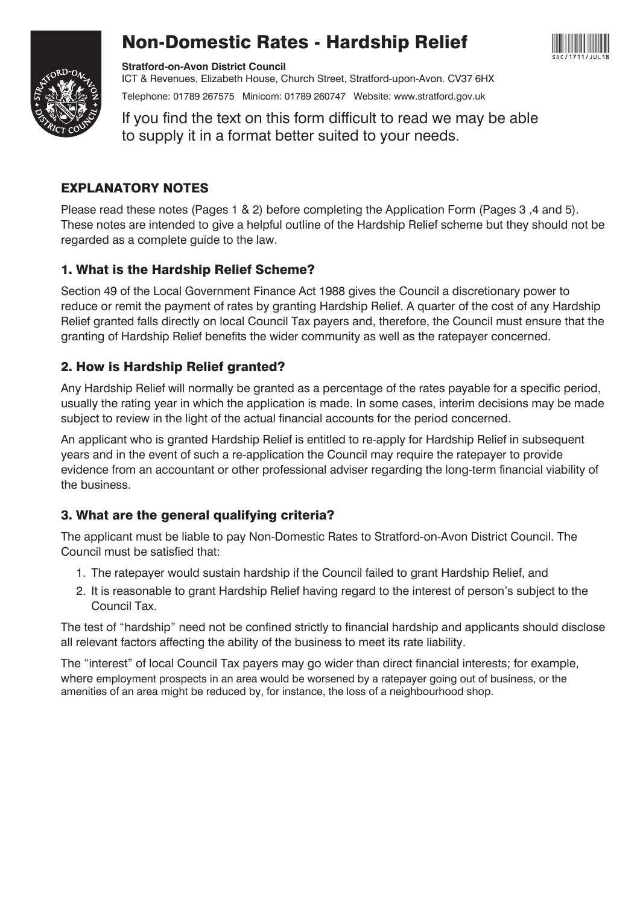# Non-Domestic Rates - Hardship Relief

**Stratford-on-Avon District Council**
ICT & Revenues, Elizabeth House, Church Street, Stratford-upon-Avon. CV37 6HX
Telephone: 01789 267575 Minicom: 01789 260747 Website: www.stratford.gov.uk

If you find the text on this form difficult to read we may be able to supply it in a format better suited to your needs.

## EXPLANATORY NOTES

Please read these notes (Pages 1 & 2) before completing the Application Form (Pages 3 ,4 and 5). These notes are intended to give a helpful outline of the Hardship Relief scheme but they should not be regarded as a complete guide to the law.

### 1. What is the Hardship Relief Scheme?

Section 49 of the Local Government Finance Act 1988 gives the Council a discretionary power to reduce or remit the payment of rates by granting Hardship Relief. A quarter of the cost of any Hardship Relief granted falls directly on local Council Tax payers and, therefore, the Council must ensure that the granting of Hardship Relief benefits the wider community as well as the ratepayer concerned.

### 2. How is Hardship Relief granted?

Any Hardship Relief will normally be granted as a percentage of the rates payable for a specific period, usually the rating year in which the application is made. In some cases, interim decisions may be made subject to review in the light of the actual financial accounts for the period concerned.

An applicant who is granted Hardship Relief is entitled to re-apply for Hardship Relief in subsequent years and in the event of such a re-application the Council may require the ratepayer to provide evidence from an accountant or other professional adviser regarding the long-term financial viability of the business.

### 3. What are the general qualifying criteria?

The applicant must be liable to pay Non-Domestic Rates to Stratford-on-Avon District Council. The Council must be satisfied that:

1. The ratepayer would sustain hardship if the Council failed to grant Hardship Relief, and
2. It is reasonable to grant Hardship Relief having regard to the interest of person's subject to the Council Tax.

The test of "hardship" need not be confined strictly to financial hardship and applicants should disclose all relevant factors affecting the ability of the business to meet its rate liability.

The "interest" of local Council Tax payers may go wider than direct financial interests; for example, where employment prospects in an area would be worsened by a ratepayer going out of business, or the amenities of an area might be reduced by, for instance, the loss of a neighbourhood shop.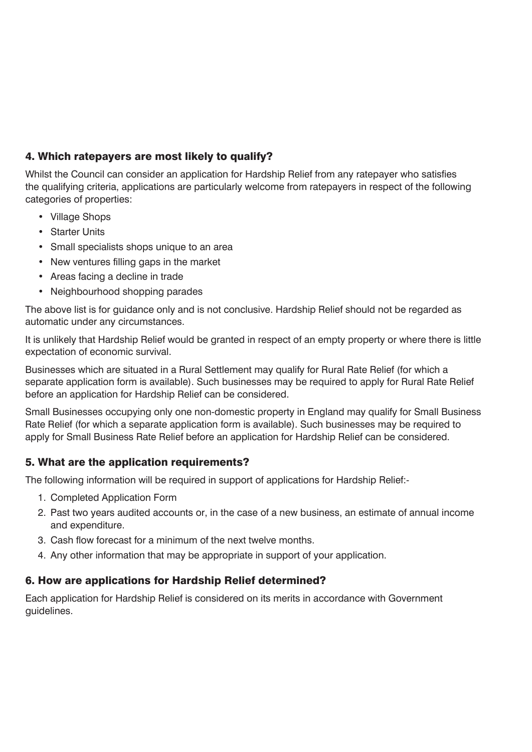## 4. Which ratepayers are most likely to qualify?

Whilst the Council can consider an application for Hardship Relief from any ratepayer who satisfies the qualifying criteria, applications are particularly welcome from ratepayers in respect of the following categories of properties:

- Village Shops
- Starter Units
- Small specialists shops unique to an area
- New ventures filling gaps in the market
- Areas facing a decline in trade
- Neighbourhood shopping parades

The above list is for guidance only and is not conclusive. Hardship Relief should not be regarded as automatic under any circumstances.

It is unlikely that Hardship Relief would be granted in respect of an empty property or where there is little expectation of economic survival.

Businesses which are situated in a Rural Settlement may qualify for Rural Rate Relief (for which a separate application form is available). Such businesses may be required to apply for Rural Rate Relief before an application for Hardship Relief can be considered.

Small Businesses occupying only one non-domestic property in England may qualify for Small Business Rate Relief (for which a separate application form is available). Such businesses may be required to apply for Small Business Rate Relief before an application for Hardship Relief can be considered.

## 5. What are the application requirements?

The following information will be required in support of applications for Hardship Relief:-

1. Completed Application Form
2. Past two years audited accounts or, in the case of a new business, an estimate of annual income and expenditure.
3. Cash flow forecast for a minimum of the next twelve months.
4. Any other information that may be appropriate in support of your application.

## 6. How are applications for Hardship Relief determined?

Each application for Hardship Relief is considered on its merits in accordance with Government guidelines.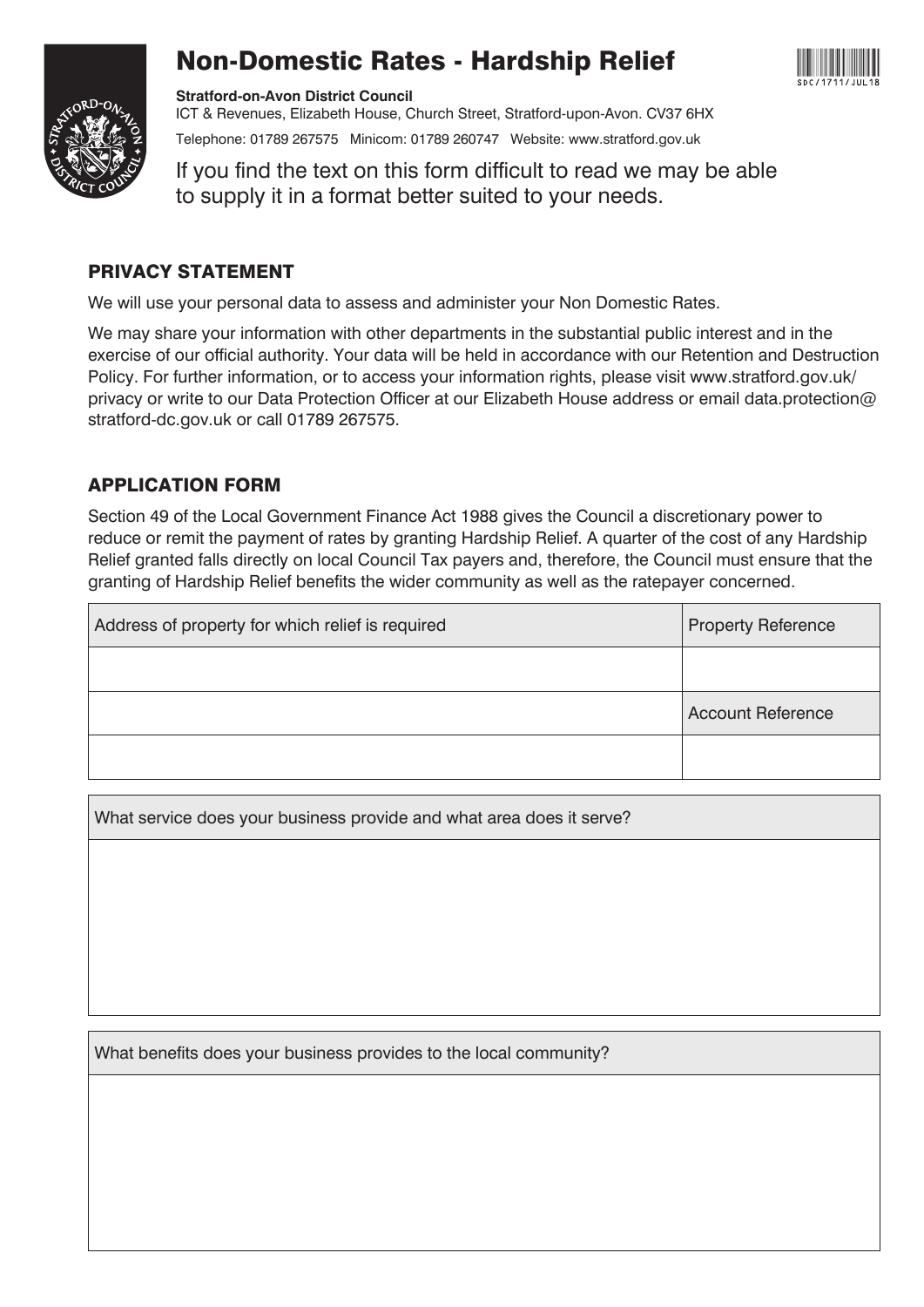# Non-Domestic Rates - Hardship Relief

**Stratford-on-Avon District Council**
ICT & Revenues, Elizabeth House, Church Street, Stratford-upon-Avon. CV37 6HX
Telephone: 01789 267575 Minicom: 01789 260747 Website: www.stratford.gov.uk

If you find the text on this form difficult to read we may be able to supply it in a format better suited to your needs.

SDC/1711/JUL18

## PRIVACY STATEMENT

We will use your personal data to assess and administer your Non Domestic Rates.

We may share your information with other departments in the substantial public interest and in the exercise of our official authority. Your data will be held in accordance with our Retention and Destruction Policy. For further information, or to access your information rights, please visit www.stratford.gov.uk/privacy or write to our Data Protection Officer at our Elizabeth House address or email data.protection@stratford-dc.gov.uk or call 01789 267575.

## APPLICATION FORM

Section 49 of the Local Government Finance Act 1988 gives the Council a discretionary power to reduce or remit the payment of rates by granting Hardship Relief. A quarter of the cost of any Hardship Relief granted falls directly on local Council Tax payers and, therefore, the Council must ensure that the granting of Hardship Relief benefits the wider community as well as the ratepayer concerned.

| Address of property for which relief is required | Property Reference |
|---|---|
| | |
| | Account Reference |
| | |

| What service does your business provide and what area does it serve? |
|---|
| |

| What benefits does your business provides to the local community? |
|---|
| |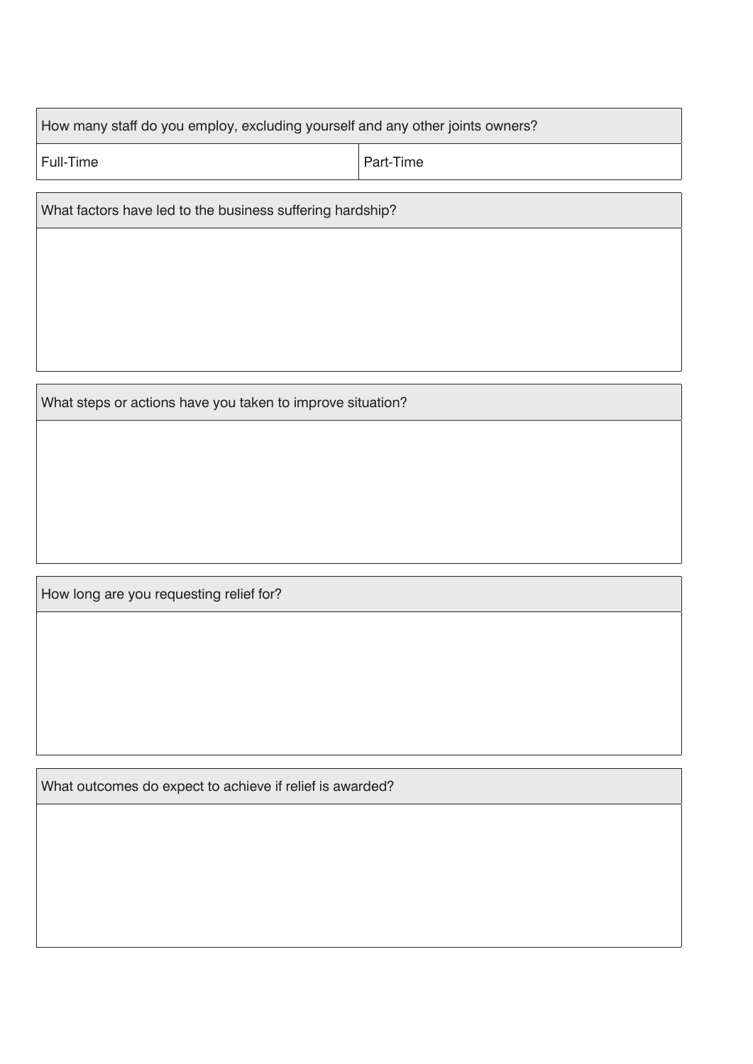| How many staff do you employ, excluding yourself and any other joints owners? | |
| --- | --- |
| Full-Time | Part-Time |

| What factors have led to the business suffering hardship? |
| --- |
| |

| What steps or actions have you taken to improve situation? |
| --- |
| |

| How long are you requesting relief for? |
| --- |
| |

| What outcomes do expect to achieve if relief is awarded? |
| --- |
| |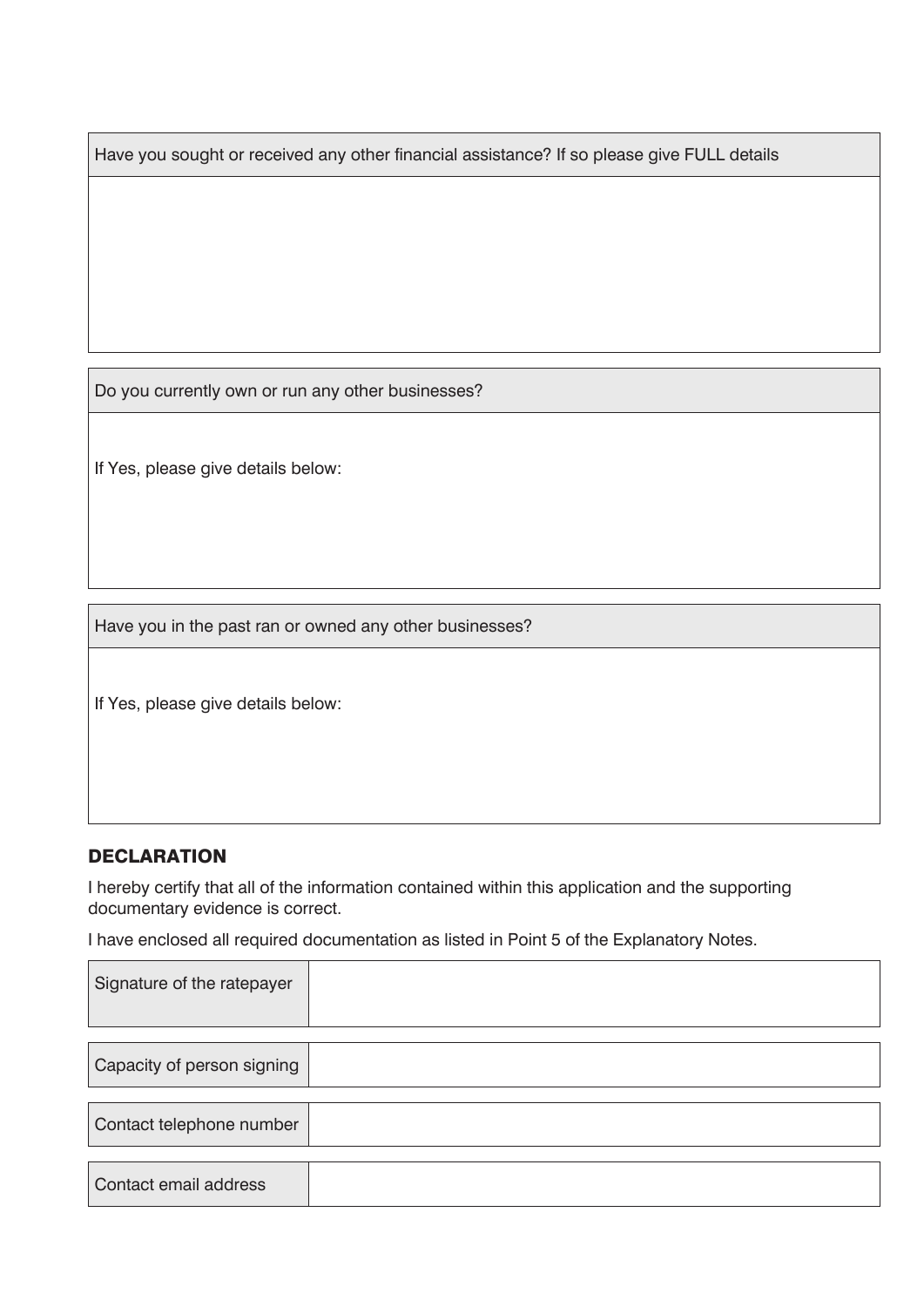| Have you sought or received any other financial assistance? If so please give FULL details |
| --- |
| |

| Do you currently own or run any other businesses? |
| --- |
| If Yes, please give details below: |

| Have you in the past ran or owned any other businesses? |
| --- |
| If Yes, please give details below: |

## DECLARATION

I hereby certify that all of the information contained within this application and the supporting documentary evidence is correct.

I have enclosed all required documentation as listed in Point 5 of the Explanatory Notes.

| | |
| --- | --- |
| Signature of the ratepayer | |
| Capacity of person signing | |
| Contact telephone number | |
| Contact email address | |